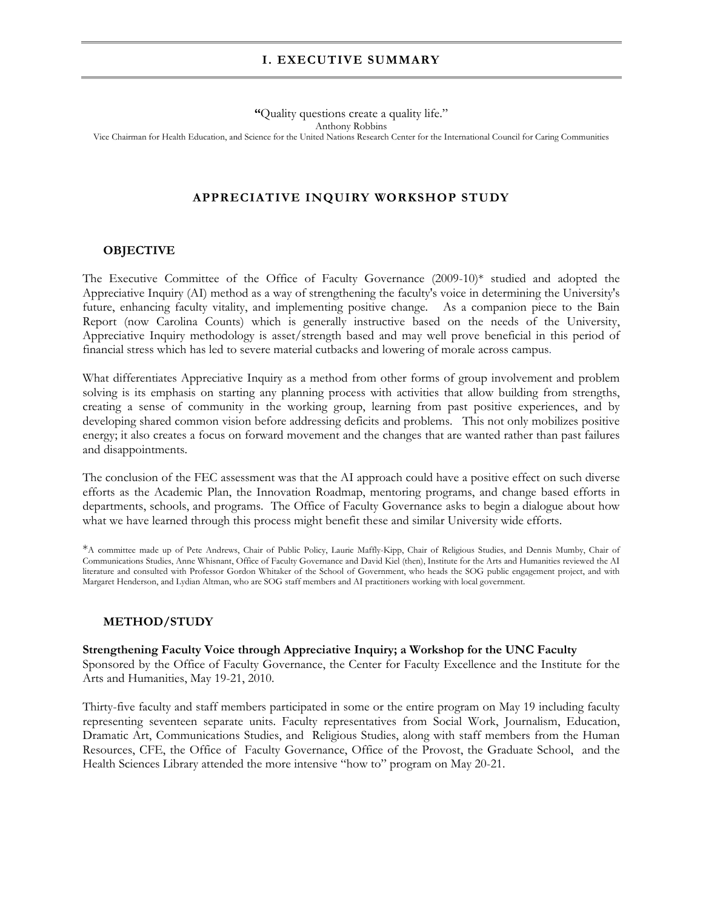# I. EXECUTIVE SUMMARY

"Quality questions create a quality life."
Anthony Robbins
Vice Chairman for Health Education, and Science for the United Nations Research Center for the International Council for Caring Communities

## APPRECIATIVE INQUIRY WORKSHOP STUDY

### OBJECTIVE

The Executive Committee of the Office of Faculty Governance (2009-10)* studied and adopted the Appreciative Inquiry (AI) method as a way of strengthening the faculty's voice in determining the University's future, enhancing faculty vitality, and implementing positive change. As a companion piece to the Bain Report (now Carolina Counts) which is generally instructive based on the needs of the University, Appreciative Inquiry methodology is asset/strength based and may well prove beneficial in this period of financial stress which has led to severe material cutbacks and lowering of morale across campus.

What differentiates Appreciative Inquiry as a method from other forms of group involvement and problem solving is its emphasis on starting any planning process with activities that allow building from strengths, creating a sense of community in the working group, learning from past positive experiences, and by developing shared common vision before addressing deficits and problems. This not only mobilizes positive energy; it also creates a focus on forward movement and the changes that are wanted rather than past failures and disappointments.

The conclusion of the FEC assessment was that the AI approach could have a positive effect on such diverse efforts as the Academic Plan, the Innovation Roadmap, mentoring programs, and change based efforts in departments, schools, and programs. The Office of Faculty Governance asks to begin a dialogue about how what we have learned through this process might benefit these and similar University wide efforts.

*A committee made up of Pete Andrews, Chair of Public Policy, Laurie Maffly-Kipp, Chair of Religious Studies, and Dennis Mumby, Chair of Communications Studies, Anne Whisnant, Office of Faculty Governance and David Kiel (then), Institute for the Arts and Humanities reviewed the AI literature and consulted with Professor Gordon Whitaker of the School of Government, who heads the SOG public engagement project, and with Margaret Henderson, and Lydian Altman, who are SOG staff members and AI practitioners working with local government.

### METHOD/STUDY

**Strengthening Faculty Voice through Appreciative Inquiry; a Workshop for the UNC Faculty**
Sponsored by the Office of Faculty Governance, the Center for Faculty Excellence and the Institute for the Arts and Humanities, May 19-21, 2010.

Thirty-five faculty and staff members participated in some or the entire program on May 19 including faculty representing seventeen separate units. Faculty representatives from Social Work, Journalism, Education, Dramatic Art, Communications Studies, and Religious Studies, along with staff members from the Human Resources, CFE, the Office of Faculty Governance, Office of the Provost, the Graduate School, and the Health Sciences Library attended the more intensive "how to" program on May 20-21.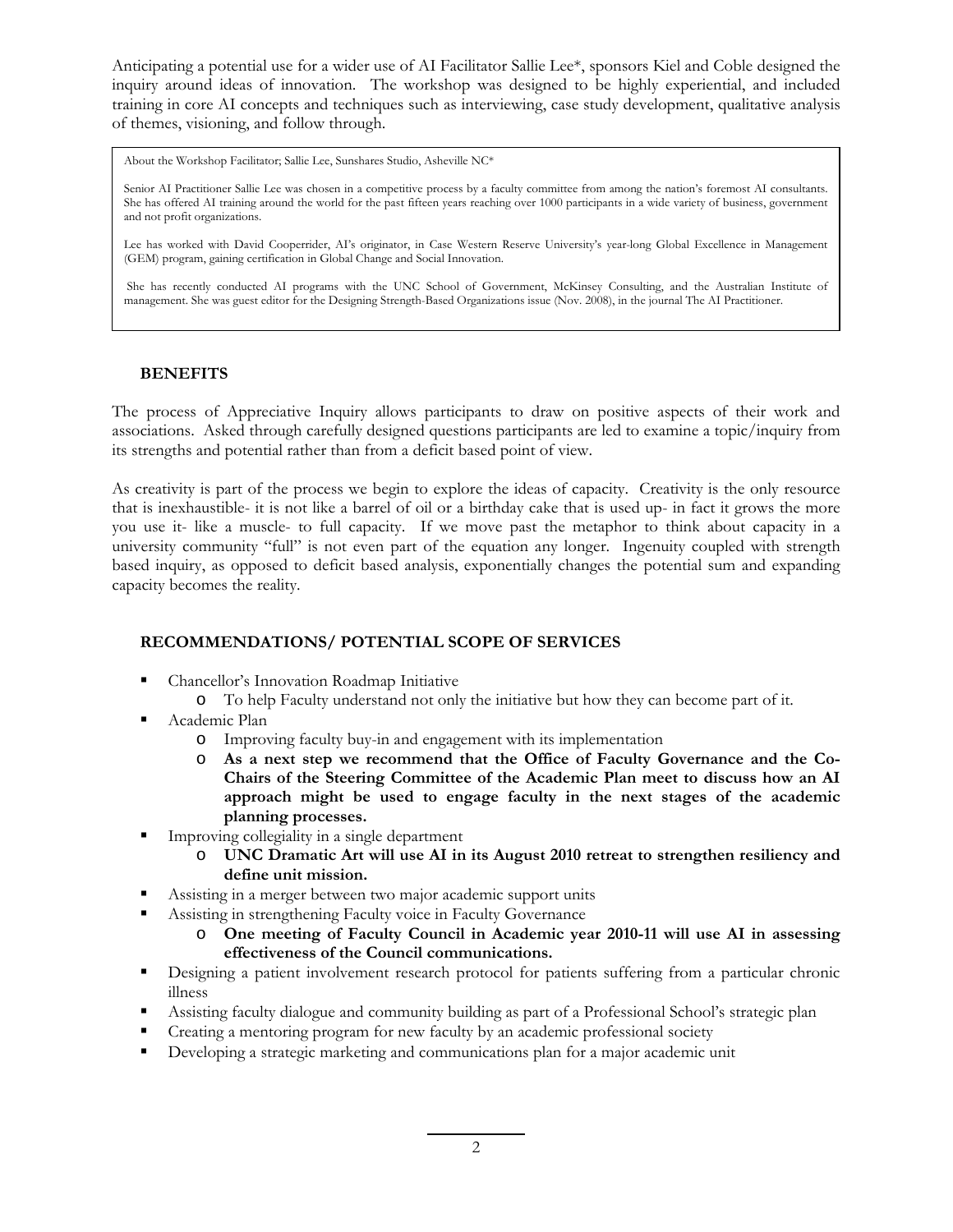Anticipating a potential use for a wider use of AI Facilitator Sallie Lee*, sponsors Kiel and Coble designed the inquiry around ideas of innovation. The workshop was designed to be highly experiential, and included training in core AI concepts and techniques such as interviewing, case study development, qualitative analysis of themes, visioning, and follow through.

> About the Workshop Facilitator; Sallie Lee, Sunshares Studio, Asheville NC*
>
> Senior AI Practitioner Sallie Lee was chosen in a competitive process by a faculty committee from among the nation's foremost AI consultants. She has offered AI training around the world for the past fifteen years reaching over 1000 participants in a wide variety of business, government and not profit organizations.
>
> Lee has worked with David Cooperrider, AI's originator, in Case Western Reserve University's year-long Global Excellence in Management (GEM) program, gaining certification in Global Change and Social Innovation.
>
> She has recently conducted AI programs with the UNC School of Government, McKinsey Consulting, and the Australian Institute of management. She was guest editor for the Designing Strength-Based Organizations issue (Nov. 2008), in the journal The AI Practitioner.

## BENEFITS

The process of Appreciative Inquiry allows participants to draw on positive aspects of their work and associations. Asked through carefully designed questions participants are led to examine a topic/inquiry from its strengths and potential rather than from a deficit based point of view.

As creativity is part of the process we begin to explore the ideas of capacity. Creativity is the only resource that is inexhaustible- it is not like a barrel of oil or a birthday cake that is used up- in fact it grows the more you use it- like a muscle- to full capacity. If we move past the metaphor to think about capacity in a university community "full" is not even part of the equation any longer. Ingenuity coupled with strength based inquiry, as opposed to deficit based analysis, exponentially changes the potential sum and expanding capacity becomes the reality.

## RECOMMENDATIONS/ POTENTIAL SCOPE OF SERVICES

- Chancellor's Innovation Roadmap Initiative
  - To help Faculty understand not only the initiative but how they can become part of it.
- Academic Plan
  - Improving faculty buy-in and engagement with its implementation
  - **As a next step we recommend that the Office of Faculty Governance and the Co-Chairs of the Steering Committee of the Academic Plan meet to discuss how an AI approach might be used to engage faculty in the next stages of the academic planning processes.**
- Improving collegiality in a single department
  - **UNC Dramatic Art will use AI in its August 2010 retreat to strengthen resiliency and define unit mission.**
- Assisting in a merger between two major academic support units
- Assisting in strengthening Faculty voice in Faculty Governance
  - **One meeting of Faculty Council in Academic year 2010-11 will use AI in assessing effectiveness of the Council communications.**
- Designing a patient involvement research protocol for patients suffering from a particular chronic illness
- Assisting faculty dialogue and community building as part of a Professional School's strategic plan
- Creating a mentoring program for new faculty by an academic professional society
- Developing a strategic marketing and communications plan for a major academic unit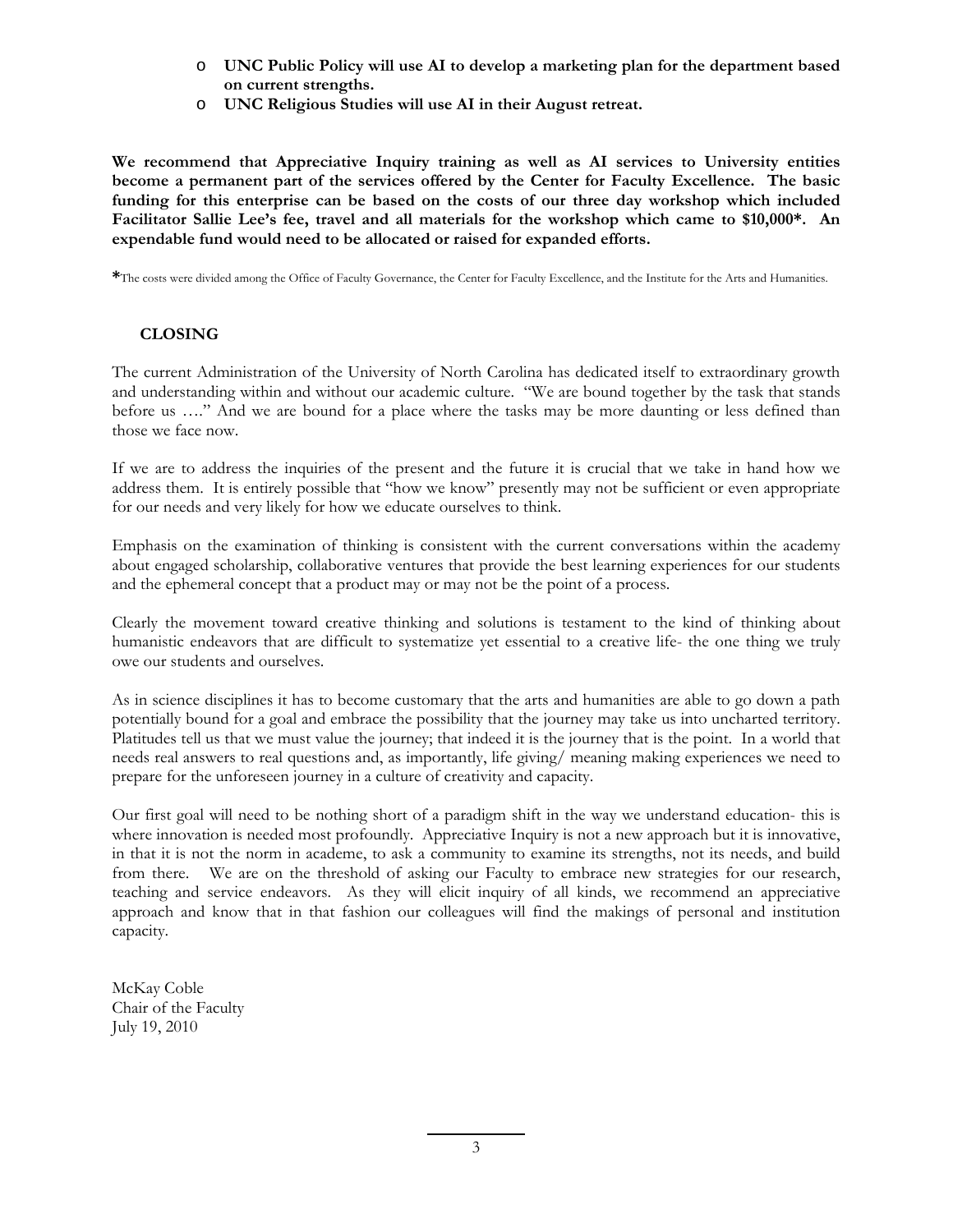- **UNC Public Policy will use AI to develop a marketing plan for the department based on current strengths.**
- **UNC Religious Studies will use AI in their August retreat.**

**We recommend that Appreciative Inquiry training as well as AI services to University entities become a permanent part of the services offered by the Center for Faculty Excellence. The basic funding for this enterprise can be based on the costs of our three day workshop which included Facilitator Sallie Lee's fee, travel and all materials for the workshop which came to $10,000*. An expendable fund would need to be allocated or raised for expanded efforts.**

*The costs were divided among the Office of Faculty Governance, the Center for Faculty Excellence, and the Institute for the Arts and Humanities.

## CLOSING

The current Administration of the University of North Carolina has dedicated itself to extraordinary growth and understanding within and without our academic culture. "We are bound together by the task that stands before us …." And we are bound for a place where the tasks may be more daunting or less defined than those we face now.

If we are to address the inquiries of the present and the future it is crucial that we take in hand how we address them. It is entirely possible that "how we know" presently may not be sufficient or even appropriate for our needs and very likely for how we educate ourselves to think.

Emphasis on the examination of thinking is consistent with the current conversations within the academy about engaged scholarship, collaborative ventures that provide the best learning experiences for our students and the ephemeral concept that a product may or may not be the point of a process.

Clearly the movement toward creative thinking and solutions is testament to the kind of thinking about humanistic endeavors that are difficult to systematize yet essential to a creative life- the one thing we truly owe our students and ourselves.

As in science disciplines it has to become customary that the arts and humanities are able to go down a path potentially bound for a goal and embrace the possibility that the journey may take us into uncharted territory. Platitudes tell us that we must value the journey; that indeed it is the journey that is the point. In a world that needs real answers to real questions and, as importantly, life giving/ meaning making experiences we need to prepare for the unforeseen journey in a culture of creativity and capacity.

Our first goal will need to be nothing short of a paradigm shift in the way we understand education- this is where innovation is needed most profoundly. Appreciative Inquiry is not a new approach but it is innovative, in that it is not the norm in academe, to ask a community to examine its strengths, not its needs, and build from there. We are on the threshold of asking our Faculty to embrace new strategies for our research, teaching and service endeavors. As they will elicit inquiry of all kinds, we recommend an appreciative approach and know that in that fashion our colleagues will find the makings of personal and institution capacity.

McKay Coble  
Chair of the Faculty  
July 19, 2010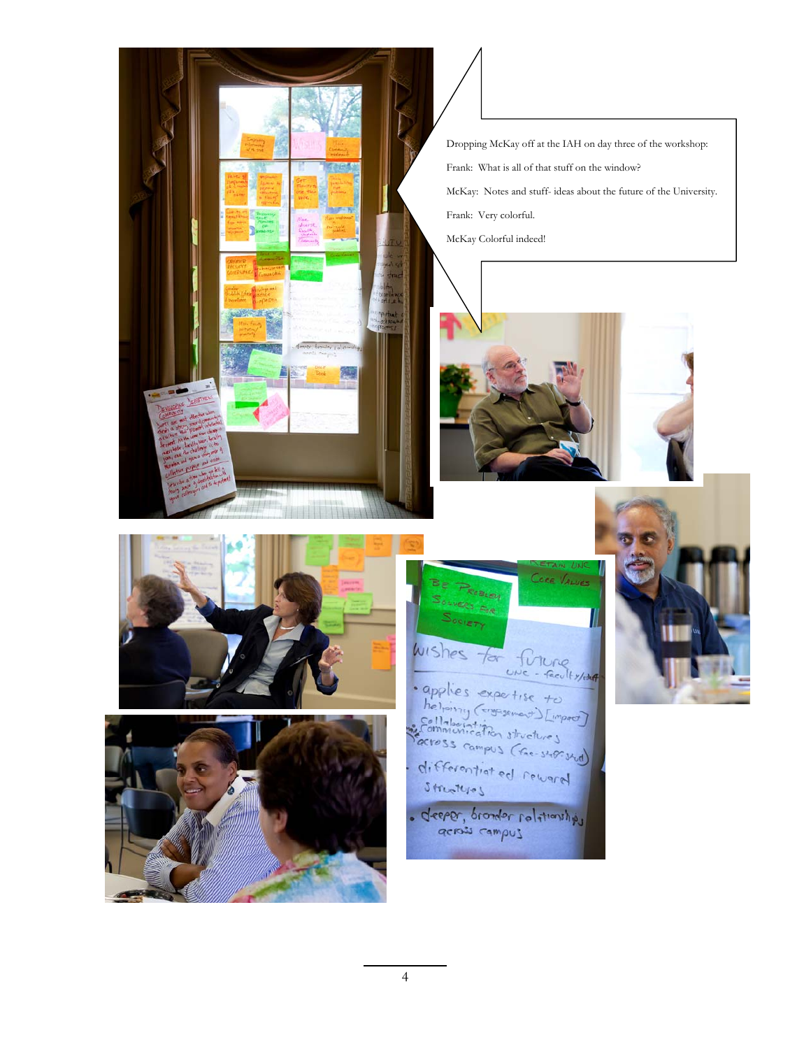Dropping McKay off at the IAH on day three of the workshop:

Frank: What is all of that stuff on the window?

McKay: Notes and stuff- ideas about the future of the University.

Frank: Very colorful.

McKay Colorful indeed!